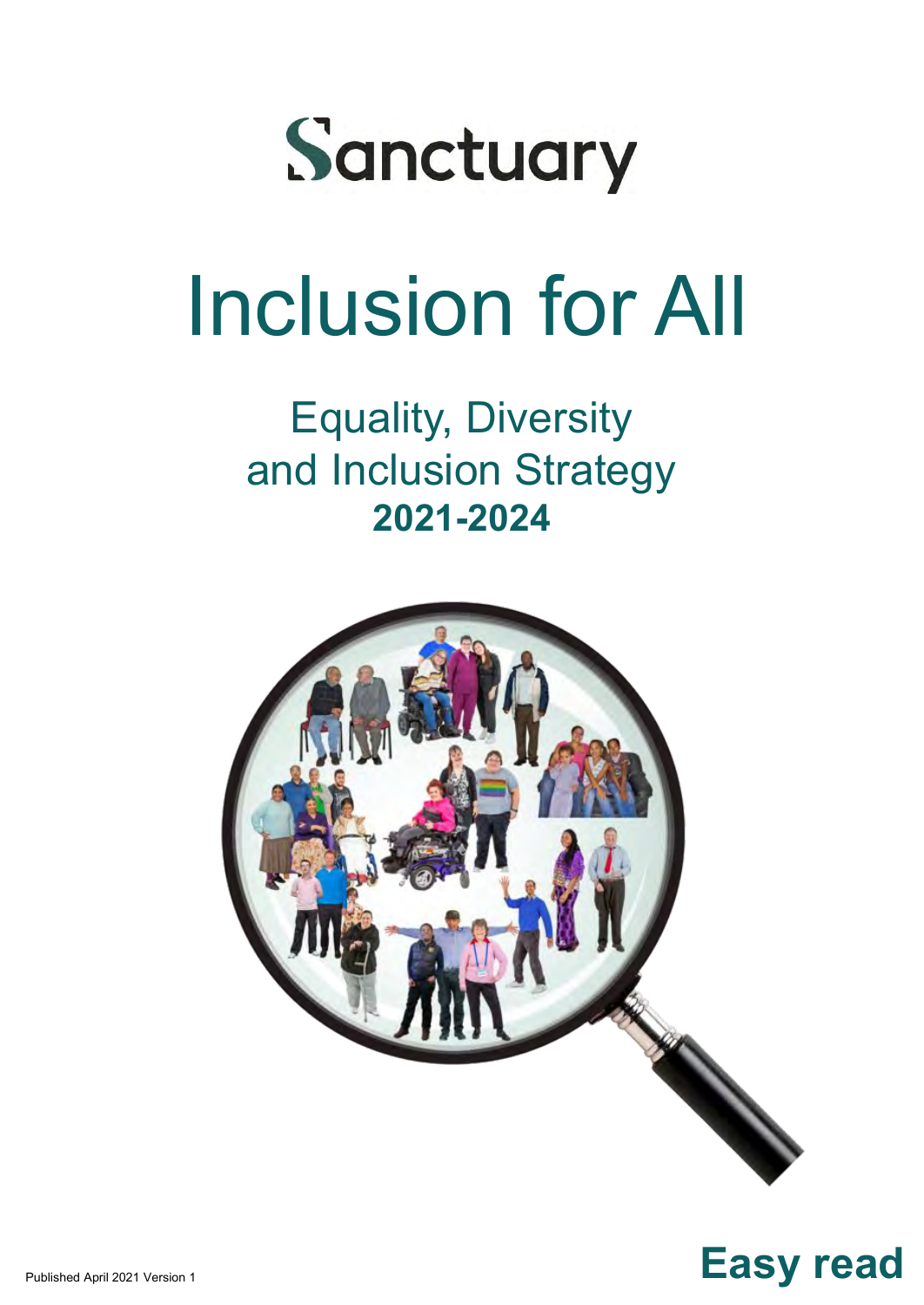Sanctuary

# Inclusion for All

## Equality, Diversity and Inclusion Strategy
## **2021-2024**

Published April 2021 Version 1

**Easy read**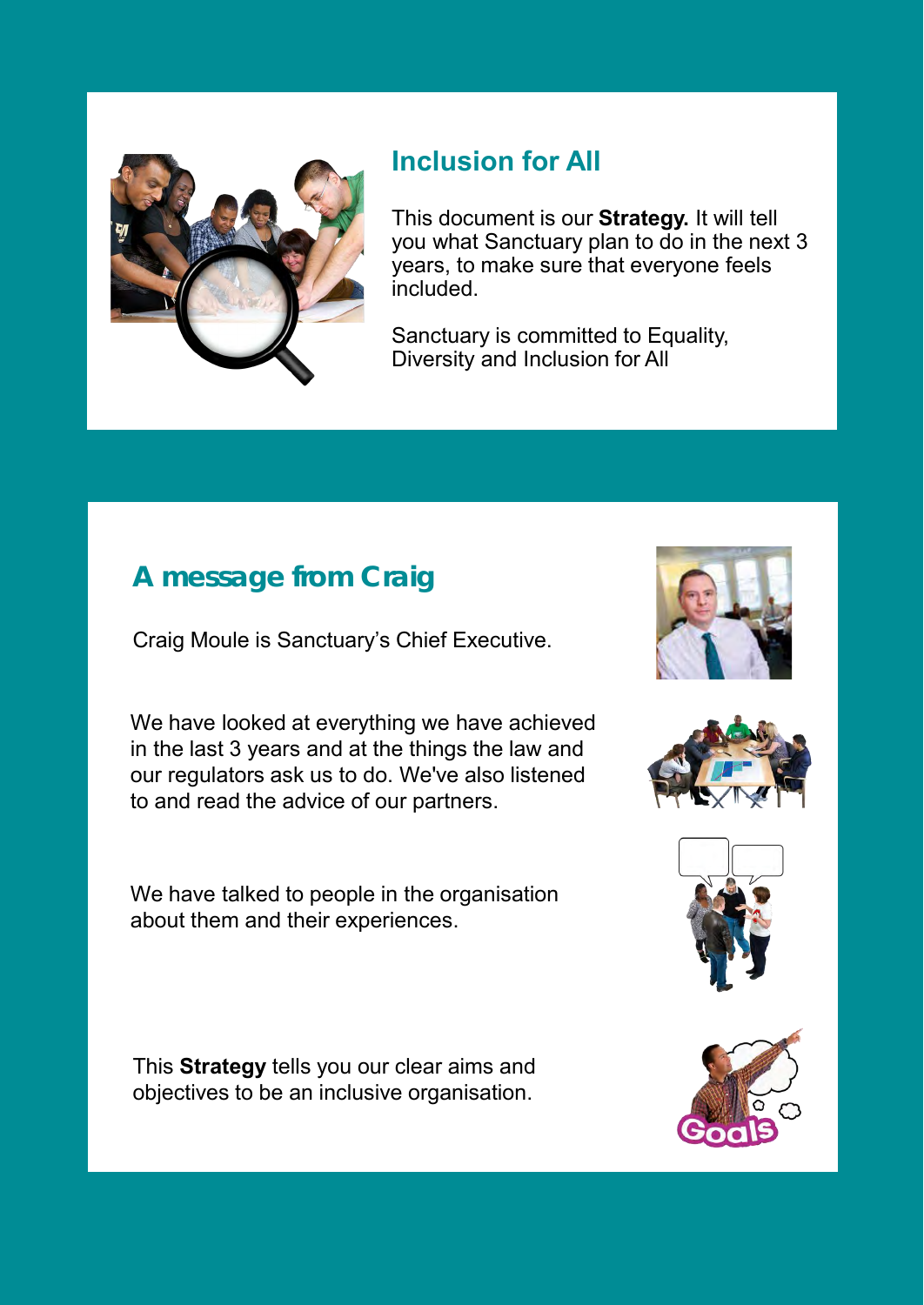## Inclusion for All

This document is our **Strategy.** It will tell you what Sanctuary plan to do in the next 3 years, to make sure that everyone feels included.

Sanctuary is committed to Equality, Diversity and Inclusion for All

## A message from Craig

Craig Moule is Sanctuary's Chief Executive.

We have looked at everything we have achieved in the last 3 years and at the things the law and our regulators ask us to do. We've also listened to and read the advice of our partners.

We have talked to people in the organisation about them and their experiences.

This **Strategy** tells you our clear aims and objectives to be an inclusive organisation.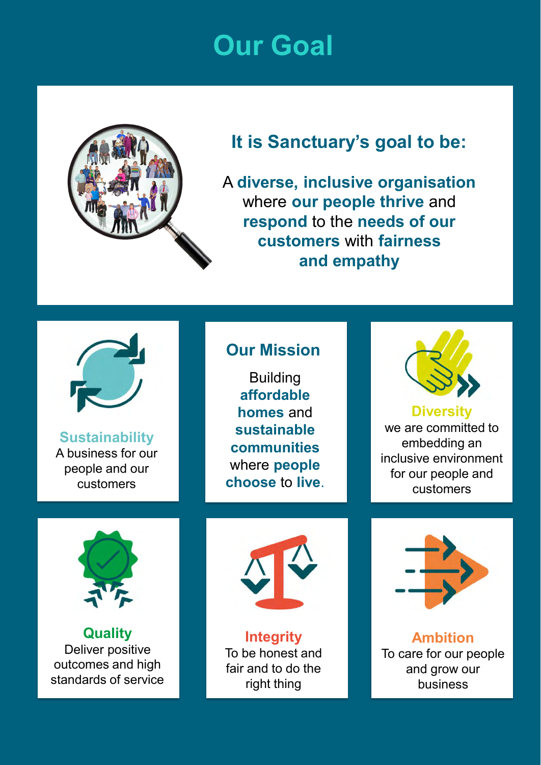# Our Goal

## It is Sanctuary's goal to be:

A **diverse, inclusive organisation** where **our people thrive** and **respond** to the **needs of our customers** with **fairness and empathy**

**Sustainability**
A business for our people and our customers

## Our Mission

Building **affordable homes** and **sustainable communities** where **people choose** to **live**.

**Diversity**
we are committed to embedding an inclusive environment for our people and customers

**Quality**
Deliver positive outcomes and high standards of service

**Integrity**
To be honest and fair and to do the right thing

**Ambition**
To care for our people and grow our business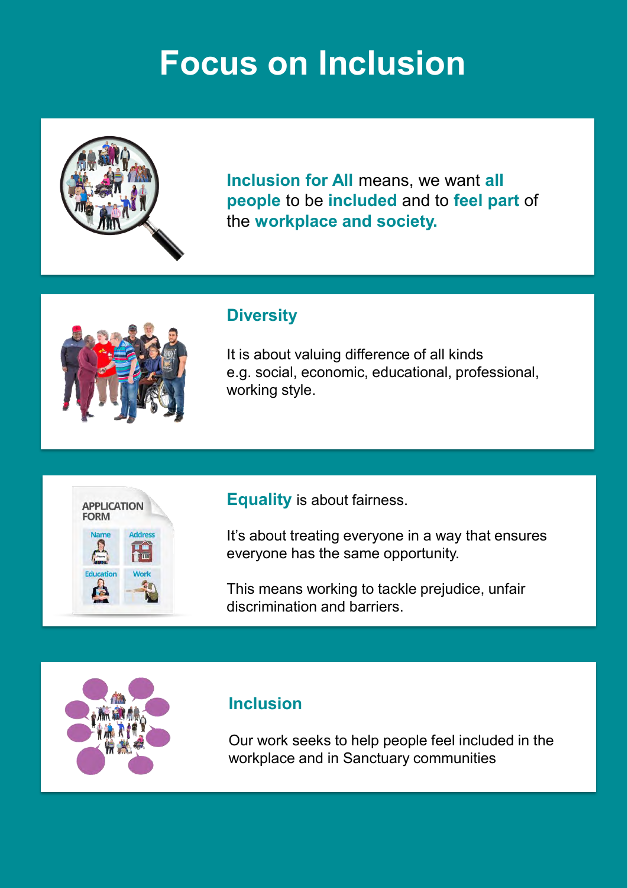# Focus on Inclusion

**Inclusion for All** means, we want **all people** to be **included** and to **feel part** of the **workplace and society.**

## Diversity

It is about valuing difference of all kinds e.g. social, economic, educational, professional, working style.

**Equality** is about fairness.

It's about treating everyone in a way that ensures everyone has the same opportunity.

This means working to tackle prejudice, unfair discrimination and barriers.

## Inclusion

Our work seeks to help people feel included in the workplace and in Sanctuary communities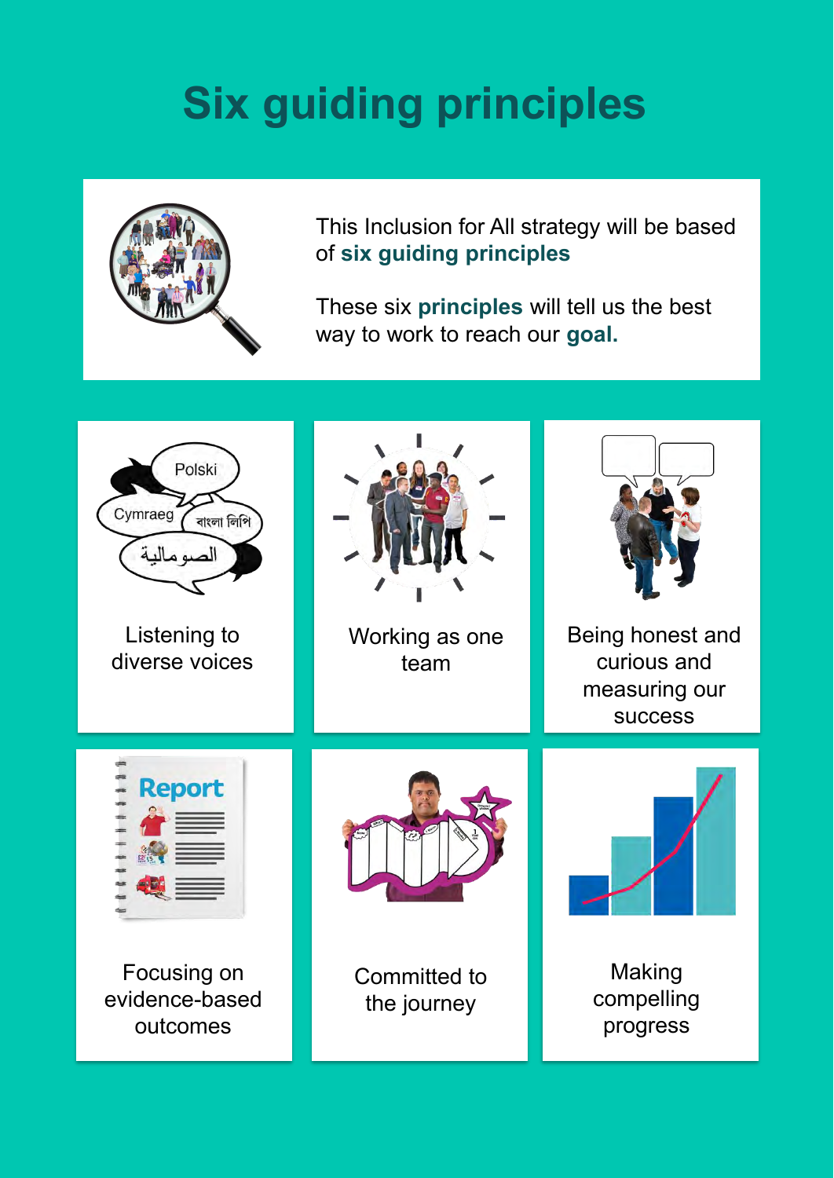# Six guiding principles

This Inclusion for All strategy will be based of **six guiding principles**

These six **principles** will tell us the best way to work to reach our **goal.**

Listening to diverse voices

Working as one team

Being honest and curious and measuring our success

Focusing on evidence-based outcomes

Committed to the journey

Making compelling progress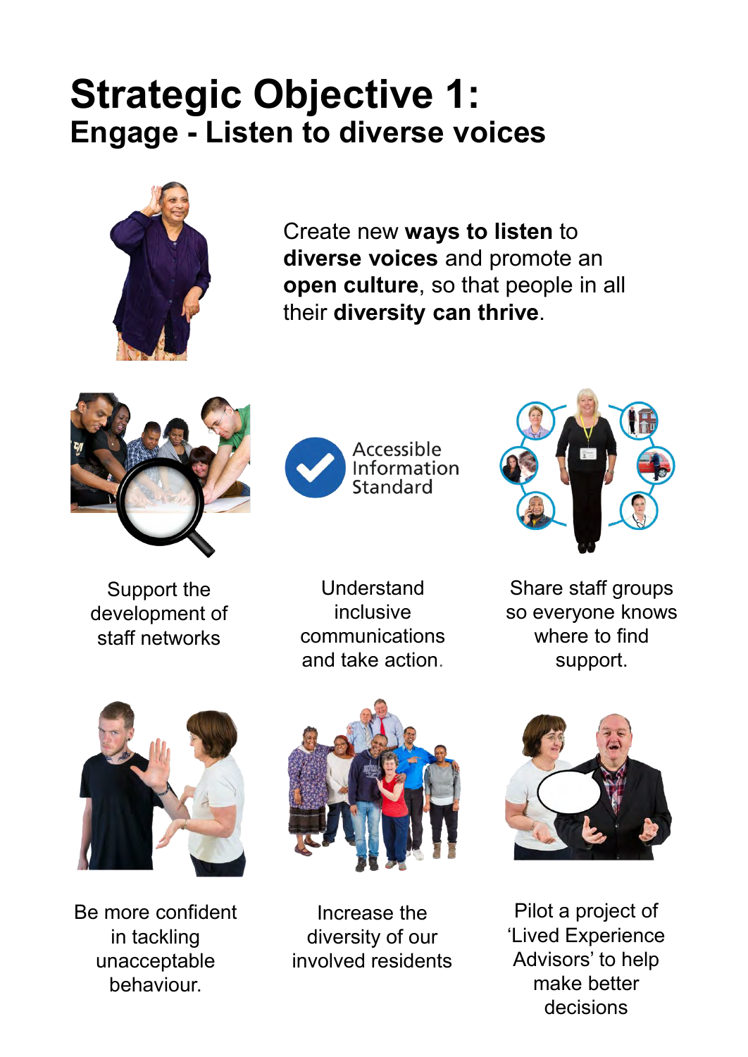# Strategic Objective 1:
## Engage - Listen to diverse voices

Create new **ways to listen** to **diverse voices** and promote an **open culture**, so that people in all their **diversity can thrive**.

Accessible Information Standard

Support the development of staff networks

Understand inclusive communications and take action.

Share staff groups so everyone knows where to find support.

Be more confident in tackling unacceptable behaviour.

Increase the diversity of our involved residents

Pilot a project of 'Lived Experience Advisors' to help make better decisions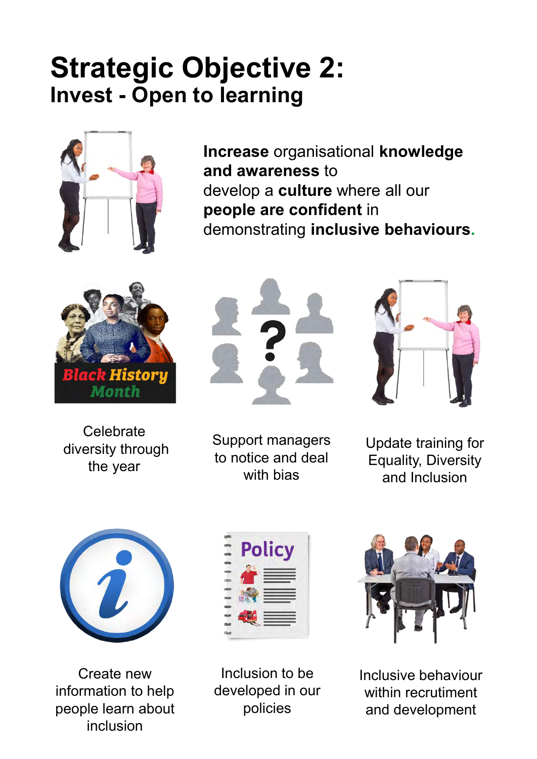# Strategic Objective 2:
## Invest - Open to learning

**Increase** organisational **knowledge and awareness** to develop a **culture** where all our **people are confident** in demonstrating **inclusive behaviours**.

Celebrate diversity through the year

Support managers to notice and deal with bias

Update training for Equality, Diversity and Inclusion

Create new information to help people learn about inclusion

Inclusion to be developed in our policies

Inclusive behaviour within recrutiment and development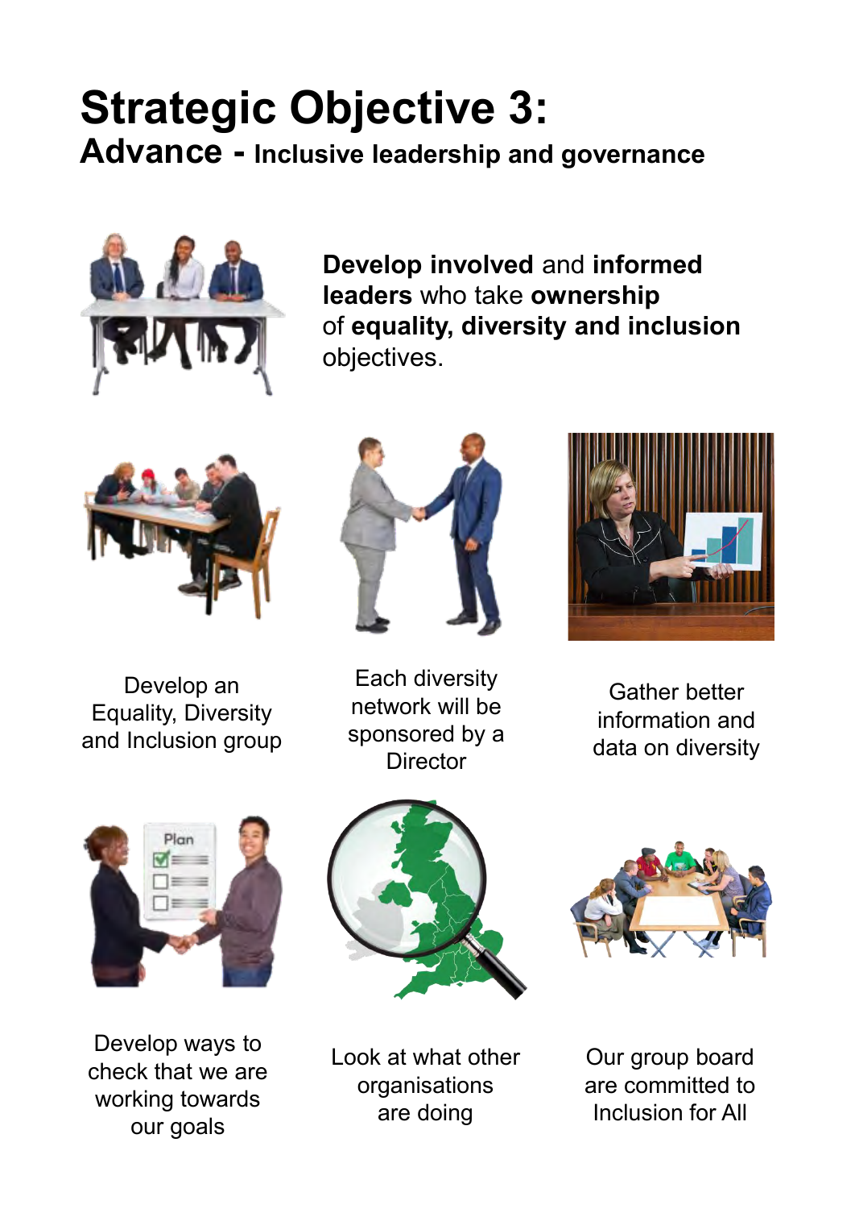# Strategic Objective 3:

## Advance - Inclusive leadership and governance

**Develop involved** and **informed leaders** who take **ownership** of **equality, diversity and inclusion** objectives.

Develop an Equality, Diversity and Inclusion group

Each diversity network will be sponsored by a Director

Gather better information and data on diversity

Develop ways to check that we are working towards our goals

Look at what other organisations are doing

Our group board are committed to Inclusion for All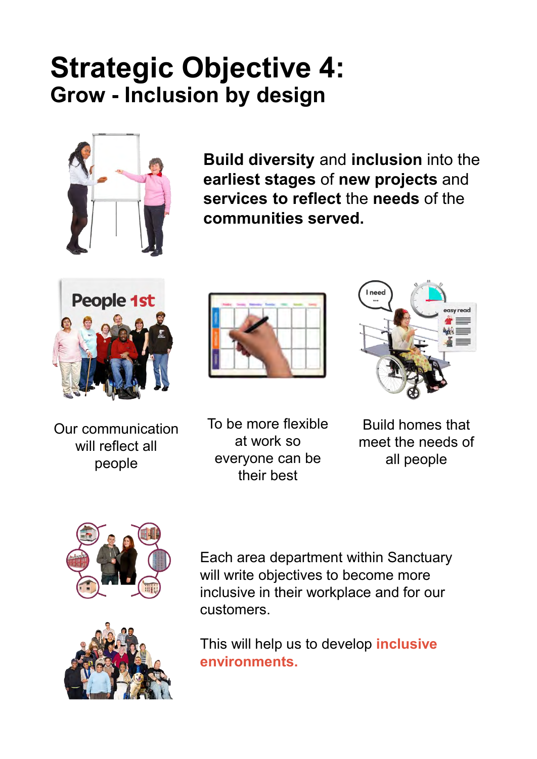# Strategic Objective 4:
## Grow - Inclusion by design

**Build diversity** and **inclusion** into the **earliest stages** of **new projects** and **services to reflect** the **needs** of the **communities served.**

Our communication will reflect all people

To be more flexible at work so everyone can be their best

Build homes that meet the needs of all people

Each area department within Sanctuary will write objectives to become more inclusive in their workplace and for our customers.

This will help us to develop **inclusive environments.**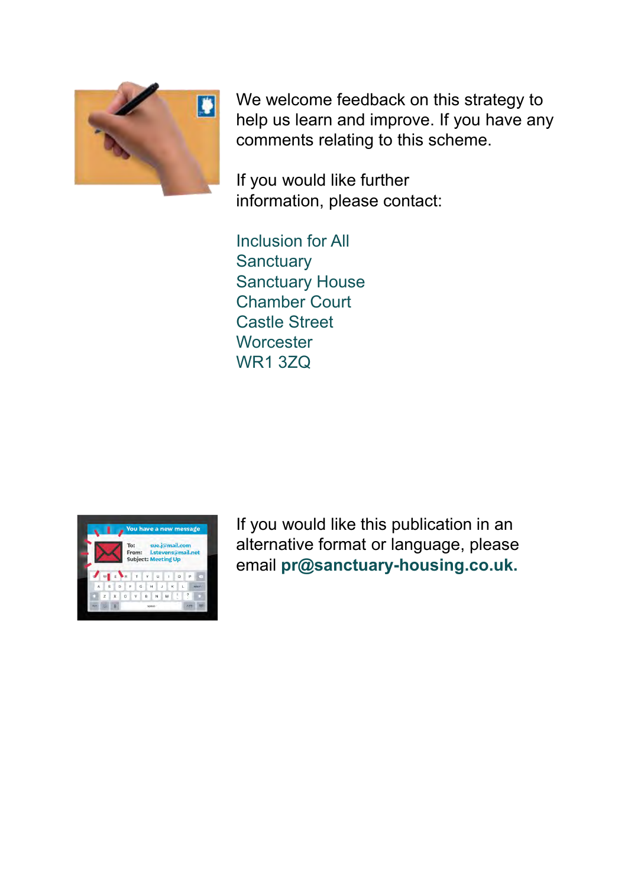We welcome feedback on this strategy to help us learn and improve. If you have any comments relating to this scheme.

If you would like further information, please contact:

Inclusion for All  
Sanctuary  
Sanctuary House  
Chamber Court  
Castle Street  
Worcester  
WR1 3ZQ

If you would like this publication in an alternative format or language, please email **pr@sanctuary-housing.co.uk.**